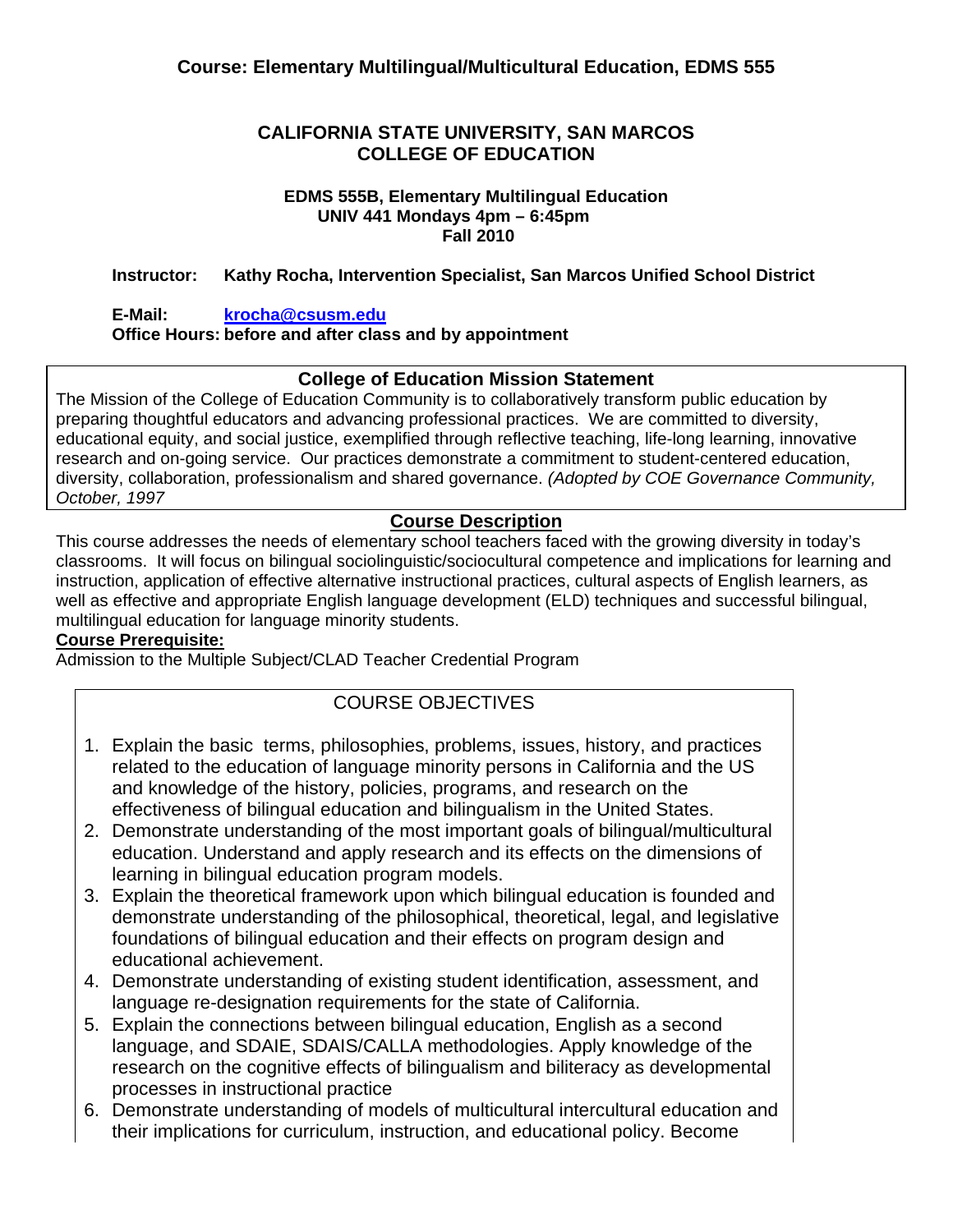**Course: Elementary Multilingual/Multicultural Education, EDMS 555**

# CALIFORNIA STATE UNIVERSITY, SAN MARCOS
# COLLEGE OF EDUCATION

**EDMS 555B, Elementary Multilingual Education**
**UNIV 441 Mondays 4pm – 6:45pm**
**Fall 2010**

**Instructor: Kathy Rocha, Intervention Specialist, San Marcos Unified School District**

**E-Mail: krocha@csusm.edu**
**Office Hours: before and after class and by appointment**

## College of Education Mission Statement

The Mission of the College of Education Community is to collaboratively transform public education by preparing thoughtful educators and advancing professional practices. We are committed to diversity, educational equity, and social justice, exemplified through reflective teaching, life-long learning, innovative research and on-going service. Our practices demonstrate a commitment to student-centered education, diversity, collaboration, professionalism and shared governance. *(Adopted by COE Governance Community, October, 1997*

## Course Description

This course addresses the needs of elementary school teachers faced with the growing diversity in today's classrooms. It will focus on bilingual sociolinguistic/sociocultural competence and implications for learning and instruction, application of effective alternative instructional practices, cultural aspects of English learners, as well as effective and appropriate English language development (ELD) techniques and successful bilingual, multilingual education for language minority students.

**Course Prerequisite:**

Admission to the Multiple Subject/CLAD Teacher Credential Program

## COURSE OBJECTIVES

1. Explain the basic terms, philosophies, problems, issues, history, and practices related to the education of language minority persons in California and the US and knowledge of the history, policies, programs, and research on the effectiveness of bilingual education and bilingualism in the United States.
2. Demonstrate understanding of the most important goals of bilingual/multicultural education. Understand and apply research and its effects on the dimensions of learning in bilingual education program models.
3. Explain the theoretical framework upon which bilingual education is founded and demonstrate understanding of the philosophical, theoretical, legal, and legislative foundations of bilingual education and their effects on program design and educational achievement.
4. Demonstrate understanding of existing student identification, assessment, and language re-designation requirements for the state of California.
5. Explain the connections between bilingual education, English as a second language, and SDAIE, SDAIS/CALLA methodologies. Apply knowledge of the research on the cognitive effects of bilingualism and biliteracy as developmental processes in instructional practice
6. Demonstrate understanding of models of multicultural intercultural education and their implications for curriculum, instruction, and educational policy. Become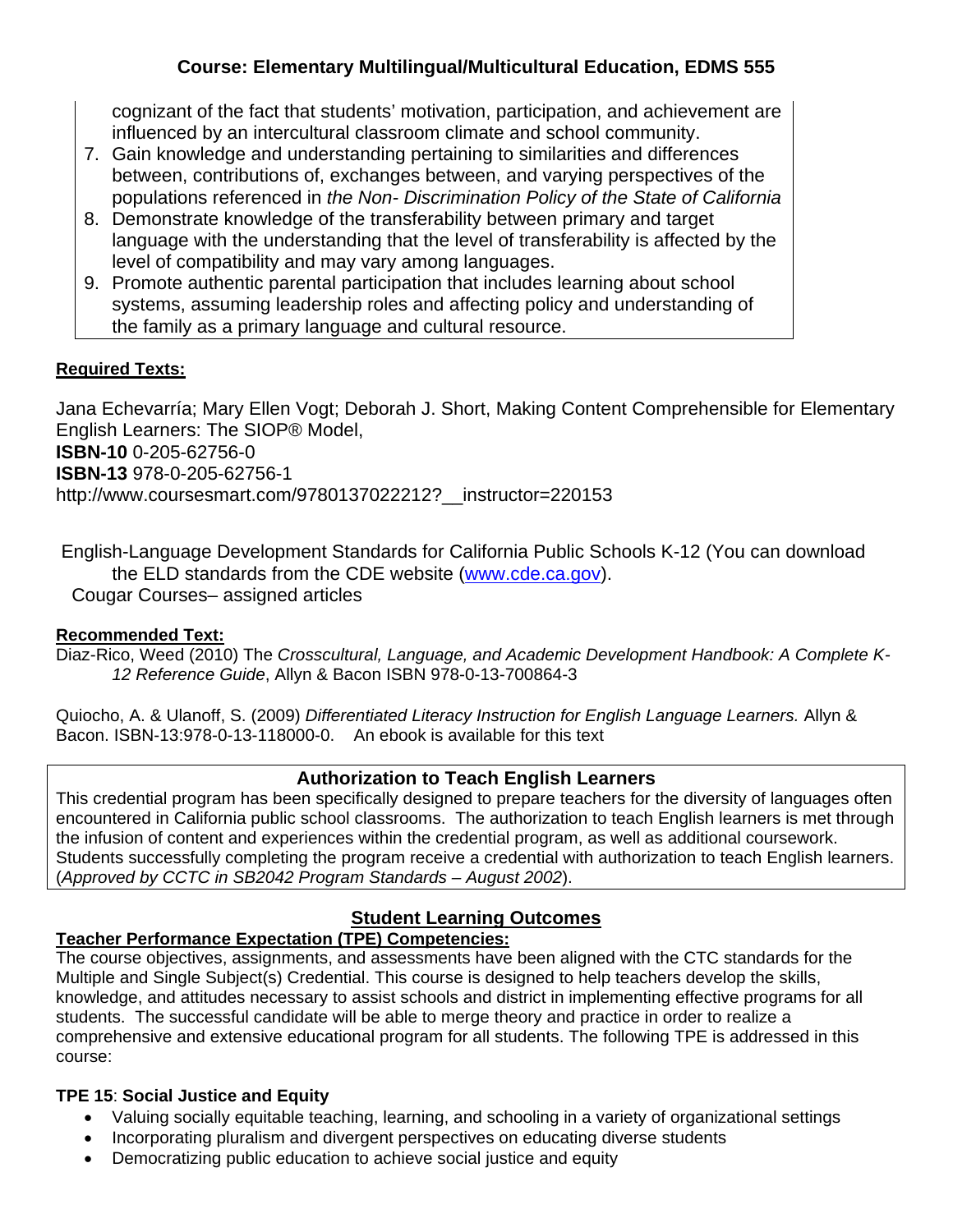cognizant of the fact that students' motivation, participation, and achievement are influenced by an intercultural classroom climate and school community.

7. Gain knowledge and understanding pertaining to similarities and differences between, contributions of, exchanges between, and varying perspectives of the populations referenced in *the Non- Discrimination Policy of the State of California*
8. Demonstrate knowledge of the transferability between primary and target language with the understanding that the level of transferability is affected by the level of compatibility and may vary among languages.
9. Promote authentic parental participation that includes learning about school systems, assuming leadership roles and affecting policy and understanding of the family as a primary language and cultural resource.

**Required Texts:**

Jana Echevarría; Mary Ellen Vogt; Deborah J. Short, Making Content Comprehensible for Elementary English Learners: The SIOP® Model,
**ISBN-10** 0-205-62756-0
**ISBN-13** 978-0-205-62756-1
http://www.coursesmart.com/9780137022212?__instructor=220153

English-Language Development Standards for California Public Schools K-12 (You can download the ELD standards from the CDE website (www.cde.ca.gov).
Cougar Courses– assigned articles

**Recommended Text:**

Diaz-Rico, Weed (2010) The *Crosscultural, Language, and Academic Development Handbook: A Complete K-12 Reference Guide*, Allyn & Bacon ISBN 978-0-13-700864-3

Quiocho, A. & Ulanoff, S. (2009) *Differentiated Literacy Instruction for English Language Learners.* Allyn & Bacon. ISBN-13:978-0-13-118000-0. An ebook is available for this text

**Authorization to Teach English Learners**

This credential program has been specifically designed to prepare teachers for the diversity of languages often encountered in California public school classrooms. The authorization to teach English learners is met through the infusion of content and experiences within the credential program, as well as additional coursework. Students successfully completing the program receive a credential with authorization to teach English learners. (*Approved by CCTC in SB2042 Program Standards – August 2002*).

## Student Learning Outcomes

**Teacher Performance Expectation (TPE) Competencies:**

The course objectives, assignments, and assessments have been aligned with the CTC standards for the Multiple and Single Subject(s) Credential. This course is designed to help teachers develop the skills, knowledge, and attitudes necessary to assist schools and district in implementing effective programs for all students. The successful candidate will be able to merge theory and practice in order to realize a comprehensive and extensive educational program for all students. The following TPE is addressed in this course:

**TPE 15**: **Social Justice and Equity**

- Valuing socially equitable teaching, learning, and schooling in a variety of organizational settings
- Incorporating pluralism and divergent perspectives on educating diverse students
- Democratizing public education to achieve social justice and equity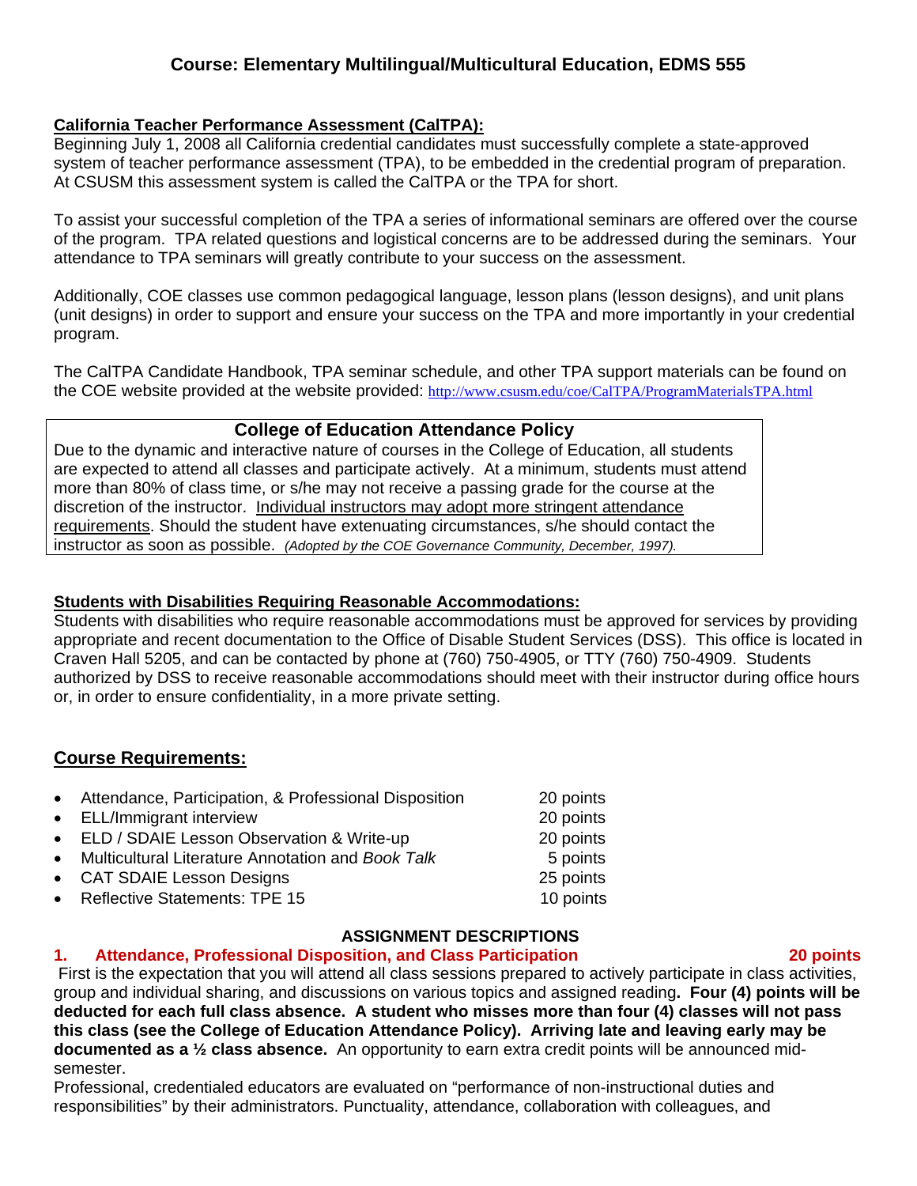## Course: Elementary Multilingual/Multicultural Education, EDMS 555

**California Teacher Performance Assessment (CalTPA):**

Beginning July 1, 2008 all California credential candidates must successfully complete a state-approved system of teacher performance assessment (TPA), to be embedded in the credential program of preparation. At CSUSM this assessment system is called the CalTPA or the TPA for short.

To assist your successful completion of the TPA a series of informational seminars are offered over the course of the program. TPA related questions and logistical concerns are to be addressed during the seminars. Your attendance to TPA seminars will greatly contribute to your success on the assessment.

Additionally, COE classes use common pedagogical language, lesson plans (lesson designs), and unit plans (unit designs) in order to support and ensure your success on the TPA and more importantly in your credential program.

The CalTPA Candidate Handbook, TPA seminar schedule, and other TPA support materials can be found on the COE website provided at the website provided: http://www.csusm.edu/coe/CalTPA/ProgramMaterialsTPA.html

### College of Education Attendance Policy

Due to the dynamic and interactive nature of courses in the College of Education, all students are expected to attend all classes and participate actively. At a minimum, students must attend more than 80% of class time, or s/he may not receive a passing grade for the course at the discretion of the instructor. Individual instructors may adopt more stringent attendance requirements. Should the student have extenuating circumstances, s/he should contact the instructor as soon as possible. *(Adopted by the COE Governance Community, December, 1997).*

**Students with Disabilities Requiring Reasonable Accommodations:**

Students with disabilities who require reasonable accommodations must be approved for services by providing appropriate and recent documentation to the Office of Disable Student Services (DSS). This office is located in Craven Hall 5205, and can be contacted by phone at (760) 750-4905, or TTY (760) 750-4909. Students authorized by DSS to receive reasonable accommodations should meet with their instructor during office hours or, in order to ensure confidentiality, in a more private setting.

## Course Requirements:

- Attendance, Participation, & Professional Disposition — 20 points
- ELL/Immigrant interview — 20 points
- ELD / SDAIE Lesson Observation & Write-up — 20 points
- Multicultural Literature Annotation and *Book Talk* — 5 points
- CAT SDAIE Lesson Designs — 25 points
- Reflective Statements: TPE 15 — 10 points

### ASSIGNMENT DESCRIPTIONS

**1. Attendance, Professional Disposition, and Class Participation — 20 points**

First is the expectation that you will attend all class sessions prepared to actively participate in class activities, group and individual sharing, and discussions on various topics and assigned reading**. Four (4) points will be deducted for each full class absence. A student who misses more than four (4) classes will not pass this class (see the College of Education Attendance Policy). Arriving late and leaving early may be documented as a ½ class absence.** An opportunity to earn extra credit points will be announced mid-semester.

Professional, credentialed educators are evaluated on "performance of non-instructional duties and responsibilities" by their administrators. Punctuality, attendance, collaboration with colleagues, and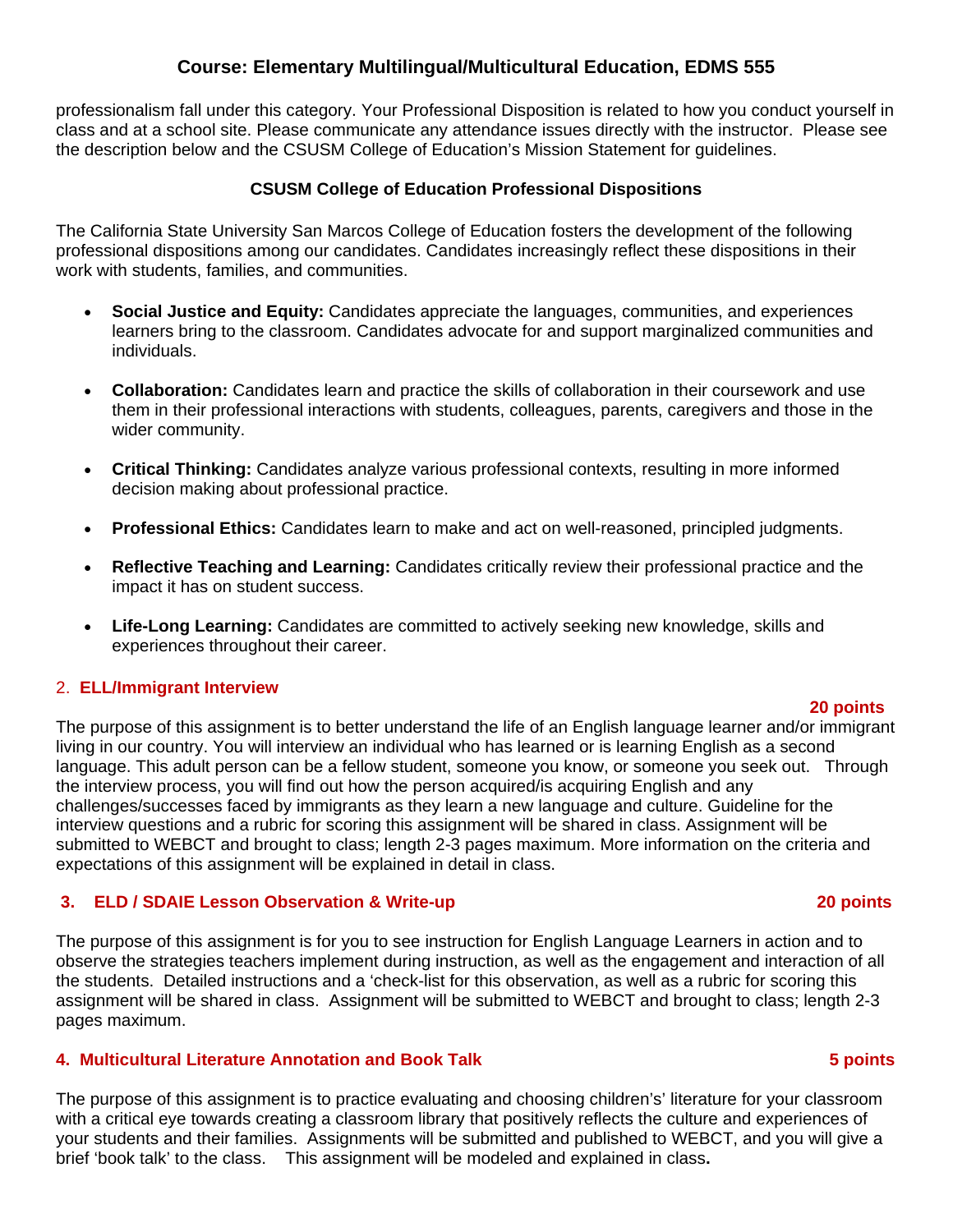professionalism fall under this category. Your Professional Disposition is related to how you conduct yourself in class and at a school site. Please communicate any attendance issues directly with the instructor. Please see the description below and the CSUSM College of Education's Mission Statement for guidelines.

**CSUSM College of Education Professional Dispositions**

The California State University San Marcos College of Education fosters the development of the following professional dispositions among our candidates. Candidates increasingly reflect these dispositions in their work with students, families, and communities.

- **Social Justice and Equity:** Candidates appreciate the languages, communities, and experiences learners bring to the classroom. Candidates advocate for and support marginalized communities and individuals.
- **Collaboration:** Candidates learn and practice the skills of collaboration in their coursework and use them in their professional interactions with students, colleagues, parents, caregivers and those in the wider community.
- **Critical Thinking:** Candidates analyze various professional contexts, resulting in more informed decision making about professional practice.
- **Professional Ethics:** Candidates learn to make and act on well-reasoned, principled judgments.
- **Reflective Teaching and Learning:** Candidates critically review their professional practice and the impact it has on student success.
- **Life-Long Learning:** Candidates are committed to actively seeking new knowledge, skills and experiences throughout their career.

### 2. ELL/Immigrant Interview — 20 points

The purpose of this assignment is to better understand the life of an English language learner and/or immigrant living in our country. You will interview an individual who has learned or is learning English as a second language. This adult person can be a fellow student, someone you know, or someone you seek out. Through the interview process, you will find out how the person acquired/is acquiring English and any challenges/successes faced by immigrants as they learn a new language and culture. Guideline for the interview questions and a rubric for scoring this assignment will be shared in class. Assignment will be submitted to WEBCT and brought to class; length 2-3 pages maximum. More information on the criteria and expectations of this assignment will be explained in detail in class.

### 3. ELD / SDAIE Lesson Observation & Write-up — 20 points

The purpose of this assignment is for you to see instruction for English Language Learners in action and to observe the strategies teachers implement during instruction, as well as the engagement and interaction of all the students. Detailed instructions and a 'check-list for this observation, as well as a rubric for scoring this assignment will be shared in class. Assignment will be submitted to WEBCT and brought to class; length 2-3 pages maximum.

### 4. Multicultural Literature Annotation and Book Talk — 5 points

The purpose of this assignment is to practice evaluating and choosing children's' literature for your classroom with a critical eye towards creating a classroom library that positively reflects the culture and experiences of your students and their families. Assignments will be submitted and published to WEBCT, and you will give a brief 'book talk' to the class. This assignment will be modeled and explained in class**.**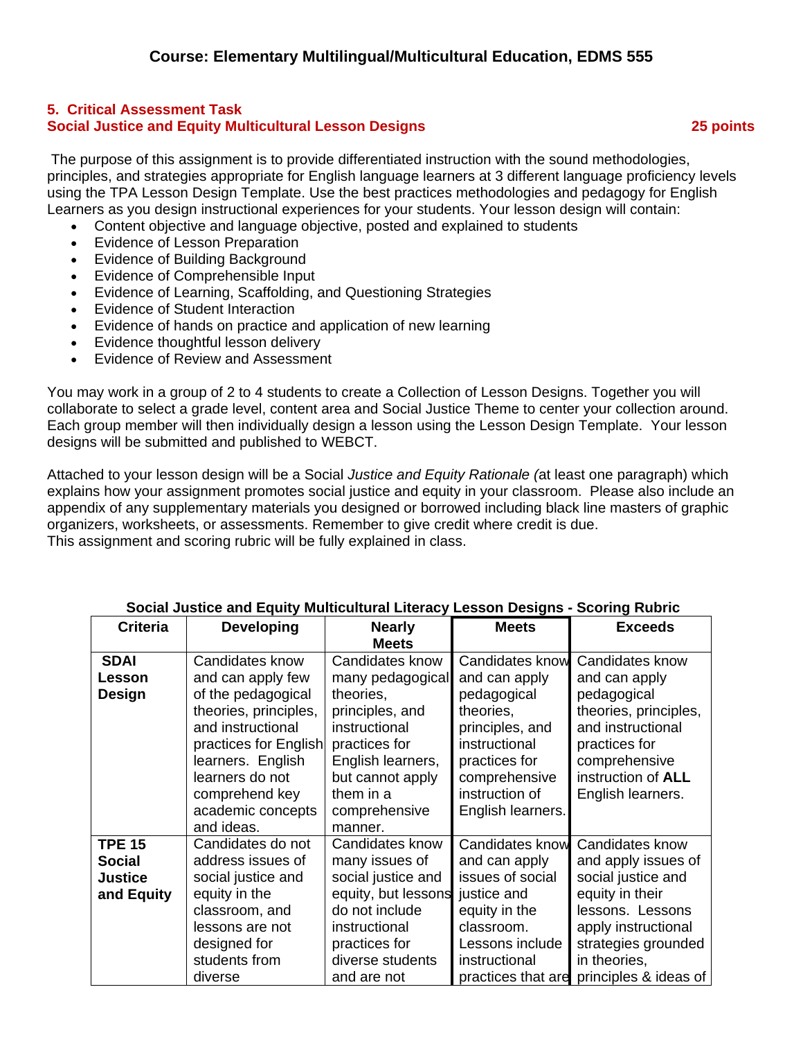## Course: Elementary Multilingual/Multicultural Education, EDMS 555

### 5. Critical Assessment Task
### Social Justice and Equity Multicultural Lesson Designs — 25 points

The purpose of this assignment is to provide differentiated instruction with the sound methodologies, principles, and strategies appropriate for English language learners at 3 different language proficiency levels using the TPA Lesson Design Template. Use the best practices methodologies and pedagogy for English Learners as you design instructional experiences for your students. Your lesson design will contain:

- Content objective and language objective, posted and explained to students
- Evidence of Lesson Preparation
- Evidence of Building Background
- Evidence of Comprehensible Input
- Evidence of Learning, Scaffolding, and Questioning Strategies
- Evidence of Student Interaction
- Evidence of hands on practice and application of new learning
- Evidence thoughtful lesson delivery
- Evidence of Review and Assessment

You may work in a group of 2 to 4 students to create a Collection of Lesson Designs. Together you will collaborate to select a grade level, content area and Social Justice Theme to center your collection around. Each group member will then individually design a lesson using the Lesson Design Template. Your lesson designs will be submitted and published to WEBCT.

Attached to your lesson design will be a Social *Justice and Equity Rationale (*at least one paragraph) which explains how your assignment promotes social justice and equity in your classroom. Please also include an appendix of any supplementary materials you designed or borrowed including black line masters of graphic organizers, worksheets, or assessments. Remember to give credit where credit is due.
This assignment and scoring rubric will be fully explained in class.

**Social Justice and Equity Multicultural Literacy Lesson Designs - Scoring Rubric**

| Criteria | Developing | Nearly Meets | Meets | Exceeds |
|---|---|---|---|---|
| **SDAI Lesson Design** | Candidates know and can apply few of the pedagogical theories, principles, and instructional practices for English learners. English learners do not comprehend key academic concepts and ideas. | Candidates know many pedagogical theories, principles, and instructional practices for English learners, but cannot apply them in a comprehensive manner. | Candidates know and can apply pedagogical theories, principles, and instructional practices for comprehensive instruction of English learners. | Candidates know and can apply pedagogical theories, principles, and instructional practices for comprehensive instruction of **ALL** English learners. |
| **TPE 15 Social Justice and Equity** | Candidates do not address issues of social justice and equity in the classroom, and lessons are not designed for students from diverse | Candidates know many issues of social justice and equity, but lessons do not include instructional practices for diverse students and are not | Candidates know and can apply issues of social justice and equity in the classroom. Lessons include instructional practices that are | Candidates know and apply issues of social justice and equity in their lessons. Lessons apply instructional strategies grounded in theories, principles & ideas of |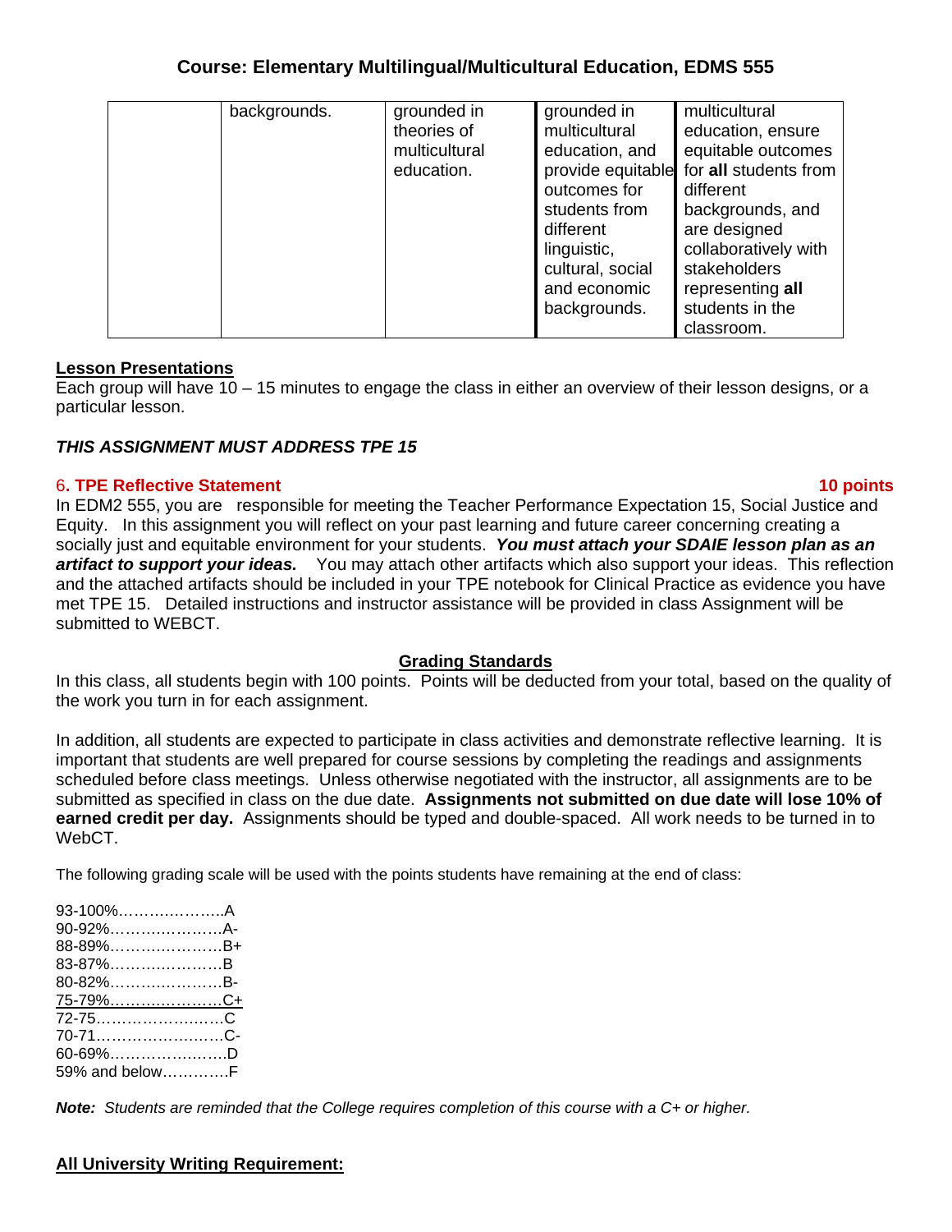# Course: Elementary Multilingual/Multicultural Education, EDMS 555

| | | | | |
|---|---|---|---|---|
| | backgrounds. | grounded in theories of multicultural education. | grounded in multicultural education, and provide equitable outcomes for students from different linguistic, cultural, social and economic backgrounds. | multicultural education, ensure equitable outcomes for **all** students from different backgrounds, and are designed collaboratively with stakeholders representing **all** students in the classroom. |

**Lesson Presentations**

Each group will have 10 – 15 minutes to engage the class in either an overview of their lesson designs, or a particular lesson.

***THIS ASSIGNMENT MUST ADDRESS TPE 15***

**6. TPE Reflective Statement** **10 points**

In EDM2 555, you are responsible for meeting the Teacher Performance Expectation 15, Social Justice and Equity. In this assignment you will reflect on your past learning and future career concerning creating a socially just and equitable environment for your students. ***You must attach your SDAIE lesson plan as an artifact to support your ideas.*** You may attach other artifacts which also support your ideas. This reflection and the attached artifacts should be included in your TPE notebook for Clinical Practice as evidence you have met TPE 15. Detailed instructions and instructor assistance will be provided in class Assignment will be submitted to WEBCT.

**Grading Standards**

In this class, all students begin with 100 points. Points will be deducted from your total, based on the quality of the work you turn in for each assignment.

In addition, all students are expected to participate in class activities and demonstrate reflective learning. It is important that students are well prepared for course sessions by completing the readings and assignments scheduled before class meetings. Unless otherwise negotiated with the instructor, all assignments are to be submitted as specified in class on the due date. **Assignments not submitted on due date will lose 10% of earned credit per day.** Assignments should be typed and double-spaced. All work needs to be turned in to WebCT.

The following grading scale will be used with the points students have remaining at the end of class:

93-100%………………..A
90-92%…………………A-
88-89%…………………B+
83-87%…………………B
80-82%…………………B-
75-79%…………………C+
72-75……………………C
70-71……………………C-
60-69%…………………..D
59% and below…………F

***Note:*** *Students are reminded that the College requires completion of this course with a C+ or higher.*

**All University Writing Requirement:**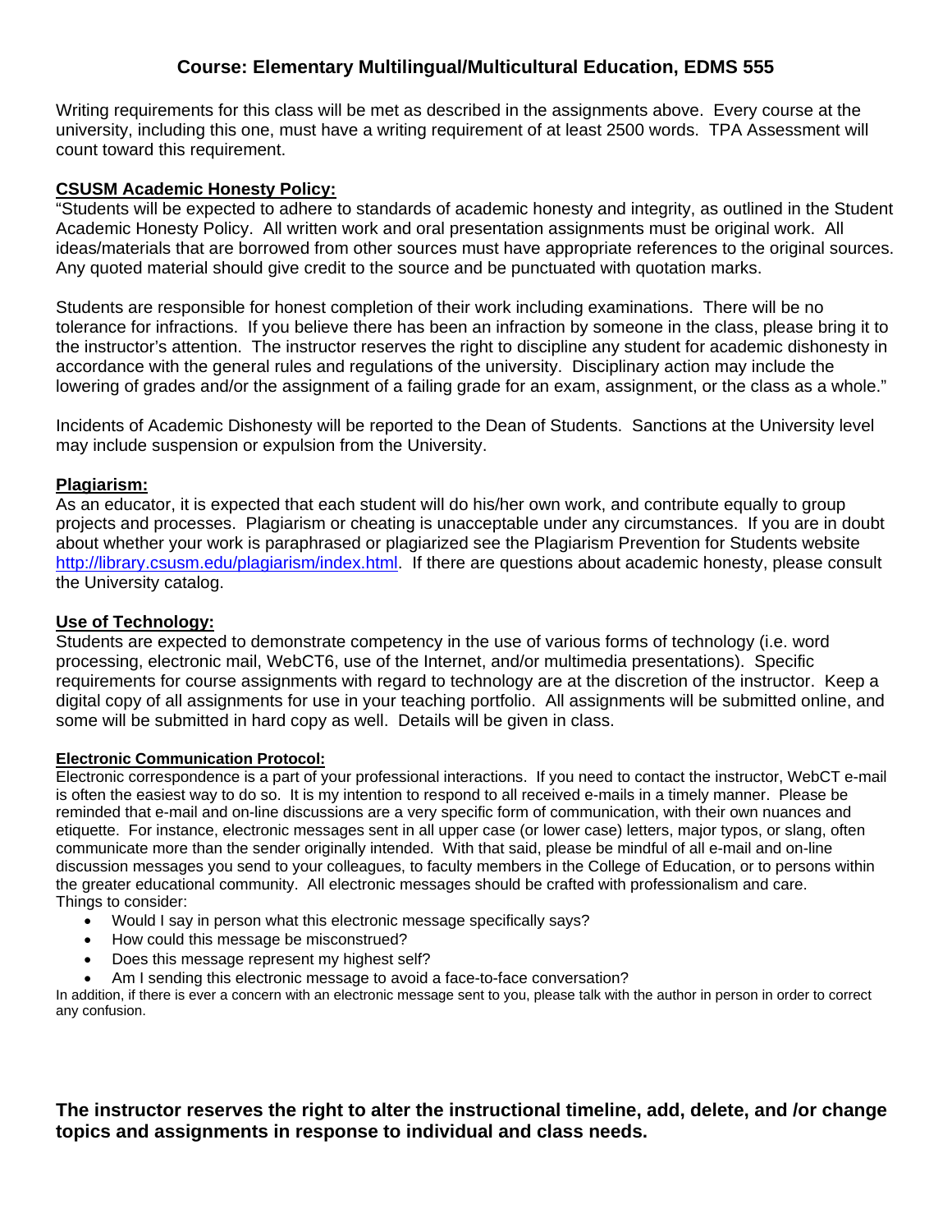**Course: Elementary Multilingual/Multicultural Education, EDMS 555**

Writing requirements for this class will be met as described in the assignments above. Every course at the university, including this one, must have a writing requirement of at least 2500 words. TPA Assessment will count toward this requirement.

## CSUSM Academic Honesty Policy:

"Students will be expected to adhere to standards of academic honesty and integrity, as outlined in the Student Academic Honesty Policy. All written work and oral presentation assignments must be original work. All ideas/materials that are borrowed from other sources must have appropriate references to the original sources. Any quoted material should give credit to the source and be punctuated with quotation marks.

Students are responsible for honest completion of their work including examinations. There will be no tolerance for infractions. If you believe there has been an infraction by someone in the class, please bring it to the instructor's attention. The instructor reserves the right to discipline any student for academic dishonesty in accordance with the general rules and regulations of the university. Disciplinary action may include the lowering of grades and/or the assignment of a failing grade for an exam, assignment, or the class as a whole."

Incidents of Academic Dishonesty will be reported to the Dean of Students. Sanctions at the University level may include suspension or expulsion from the University.

## Plagiarism:

As an educator, it is expected that each student will do his/her own work, and contribute equally to group projects and processes. Plagiarism or cheating is unacceptable under any circumstances. If you are in doubt about whether your work is paraphrased or plagiarized see the Plagiarism Prevention for Students website http://library.csusm.edu/plagiarism/index.html. If there are questions about academic honesty, please consult the University catalog.

## Use of Technology:

Students are expected to demonstrate competency in the use of various forms of technology (i.e. word processing, electronic mail, WebCT6, use of the Internet, and/or multimedia presentations). Specific requirements for course assignments with regard to technology are at the discretion of the instructor. Keep a digital copy of all assignments for use in your teaching portfolio. All assignments will be submitted online, and some will be submitted in hard copy as well. Details will be given in class.

### Electronic Communication Protocol:

Electronic correspondence is a part of your professional interactions. If you need to contact the instructor, WebCT e-mail is often the easiest way to do so. It is my intention to respond to all received e-mails in a timely manner. Please be reminded that e-mail and on-line discussions are a very specific form of communication, with their own nuances and etiquette. For instance, electronic messages sent in all upper case (or lower case) letters, major typos, or slang, often communicate more than the sender originally intended. With that said, please be mindful of all e-mail and on-line discussion messages you send to your colleagues, to faculty members in the College of Education, or to persons within the greater educational community. All electronic messages should be crafted with professionalism and care.
Things to consider:

- Would I say in person what this electronic message specifically says?
- How could this message be misconstrued?
- Does this message represent my highest self?
- Am I sending this electronic message to avoid a face-to-face conversation?

In addition, if there is ever a concern with an electronic message sent to you, please talk with the author in person in order to correct any confusion.

**The instructor reserves the right to alter the instructional timeline, add, delete, and /or change topics and assignments in response to individual and class needs.**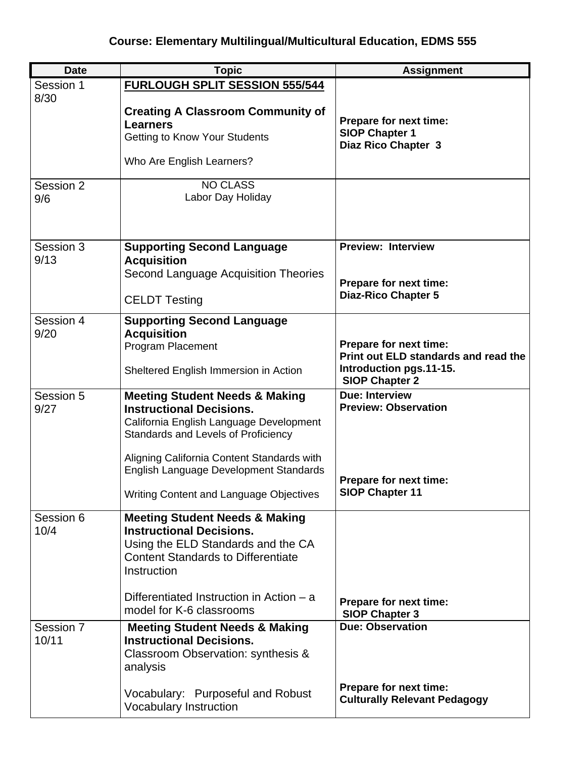**Course: Elementary Multilingual/Multicultural Education, EDMS 555**

| Date | Topic | Assignment |
|---|---|---|
| Session 1<br>8/30 | **FURLOUGH SPLIT SESSION 555/544**<br><br>**Creating A Classroom Community of Learners**<br>Getting to Know Your Students<br><br>Who Are English Learners? | **Prepare for next time:**<br>**SIOP Chapter 1**<br>**Diaz Rico Chapter 3** |
| Session 2<br>9/6 | NO CLASS<br>Labor Day Holiday | |
| Session 3<br>9/13 | **Supporting Second Language Acquisition**<br>Second Language Acquisition Theories<br><br>CELDT Testing | **Preview: Interview**<br><br>**Prepare for next time:**<br>**Diaz-Rico Chapter 5** |
| Session 4<br>9/20 | **Supporting Second Language Acquisition**<br>Program Placement<br><br>Sheltered English Immersion in Action | **Prepare for next time:**<br>**Print out ELD standards and read the Introduction pgs.11-15.**<br>**SIOP Chapter 2** |
| Session 5<br>9/27 | **Meeting Student Needs & Making Instructional Decisions.**<br>California English Language Development Standards and Levels of Proficiency<br><br>Aligning California Content Standards with English Language Development Standards<br><br>Writing Content and Language Objectives | **Due: Interview**<br>**Preview: Observation**<br><br>**Prepare for next time:**<br>**SIOP Chapter 11** |
| Session 6<br>10/4 | **Meeting Student Needs & Making Instructional Decisions.**<br>Using the ELD Standards and the CA Content Standards to Differentiate Instruction<br><br>Differentiated Instruction in Action – a model for K-6 classrooms | **Prepare for next time:**<br>**SIOP Chapter 3** |
| Session 7<br>10/11 | **Meeting Student Needs & Making Instructional Decisions.**<br>Classroom Observation: synthesis & analysis<br><br>Vocabulary: Purposeful and Robust Vocabulary Instruction | **Due: Observation**<br><br>**Prepare for next time:**<br>**Culturally Relevant Pedagogy** |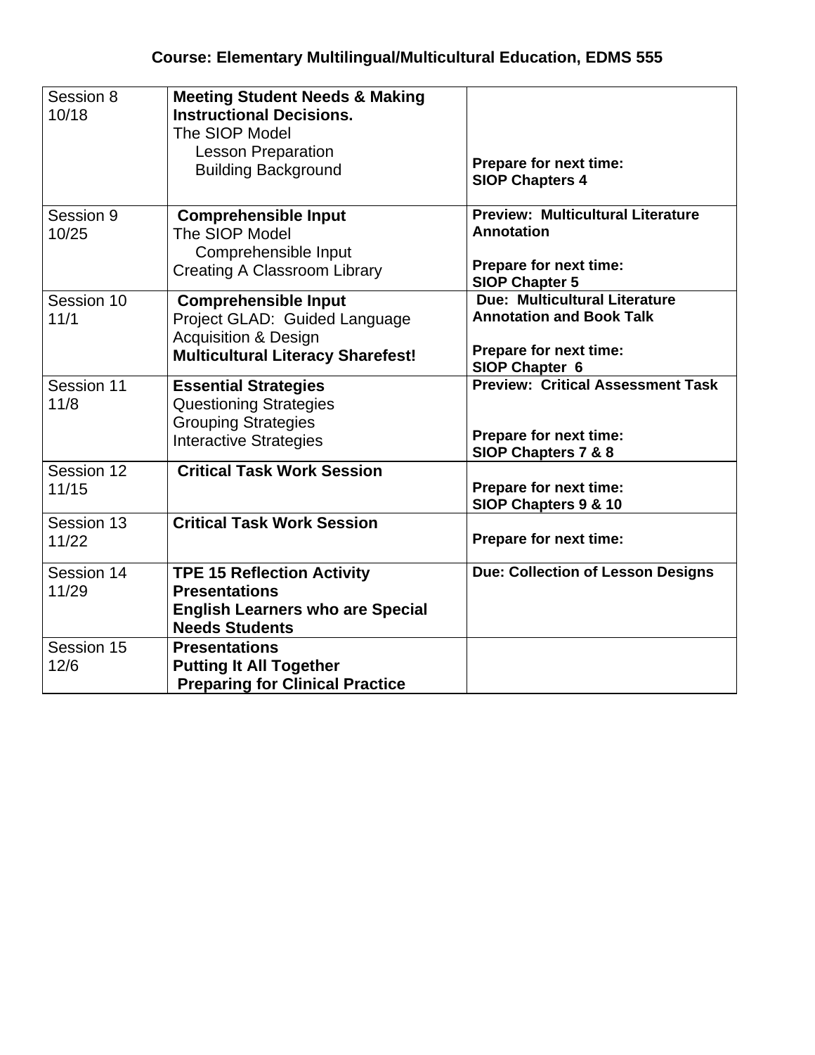**Course: Elementary Multilingual/Multicultural Education, EDMS 555**

| | | |
|---|---|---|
| Session 8<br>10/18 | **Meeting Student Needs & Making Instructional Decisions.**<br>The SIOP Model<br>Lesson Preparation<br>Building Background | **Prepare for next time:**<br>**SIOP Chapters 4** |
| Session 9<br>10/25 | **Comprehensible Input**<br>The SIOP Model<br>Comprehensible Input<br>Creating A Classroom Library | **Preview: Multicultural Literature Annotation**<br><br>**Prepare for next time:**<br>**SIOP Chapter 5** |
| Session 10<br>11/1 | **Comprehensible Input**<br>Project GLAD: Guided Language Acquisition & Design<br>**Multicultural Literacy Sharefest!** | **Due: Multicultural Literature Annotation and Book Talk**<br><br>**Prepare for next time:**<br>**SIOP Chapter 6** |
| Session 11<br>11/8 | **Essential Strategies**<br>Questioning Strategies<br>Grouping Strategies<br>Interactive Strategies | **Preview: Critical Assessment Task**<br><br>**Prepare for next time:**<br>**SIOP Chapters 7 & 8** |
| Session 12<br>11/15 | **Critical Task Work Session** | **Prepare for next time:**<br>**SIOP Chapters 9 & 10** |
| Session 13<br>11/22 | **Critical Task Work Session** | **Prepare for next time:** |
| Session 14<br>11/29 | **TPE 15 Reflection Activity**<br>**Presentations**<br>**English Learners who are Special Needs Students** | **Due: Collection of Lesson Designs** |
| Session 15<br>12/6 | **Presentations**<br>**Putting It All Together**<br>**Preparing for Clinical Practice** | |